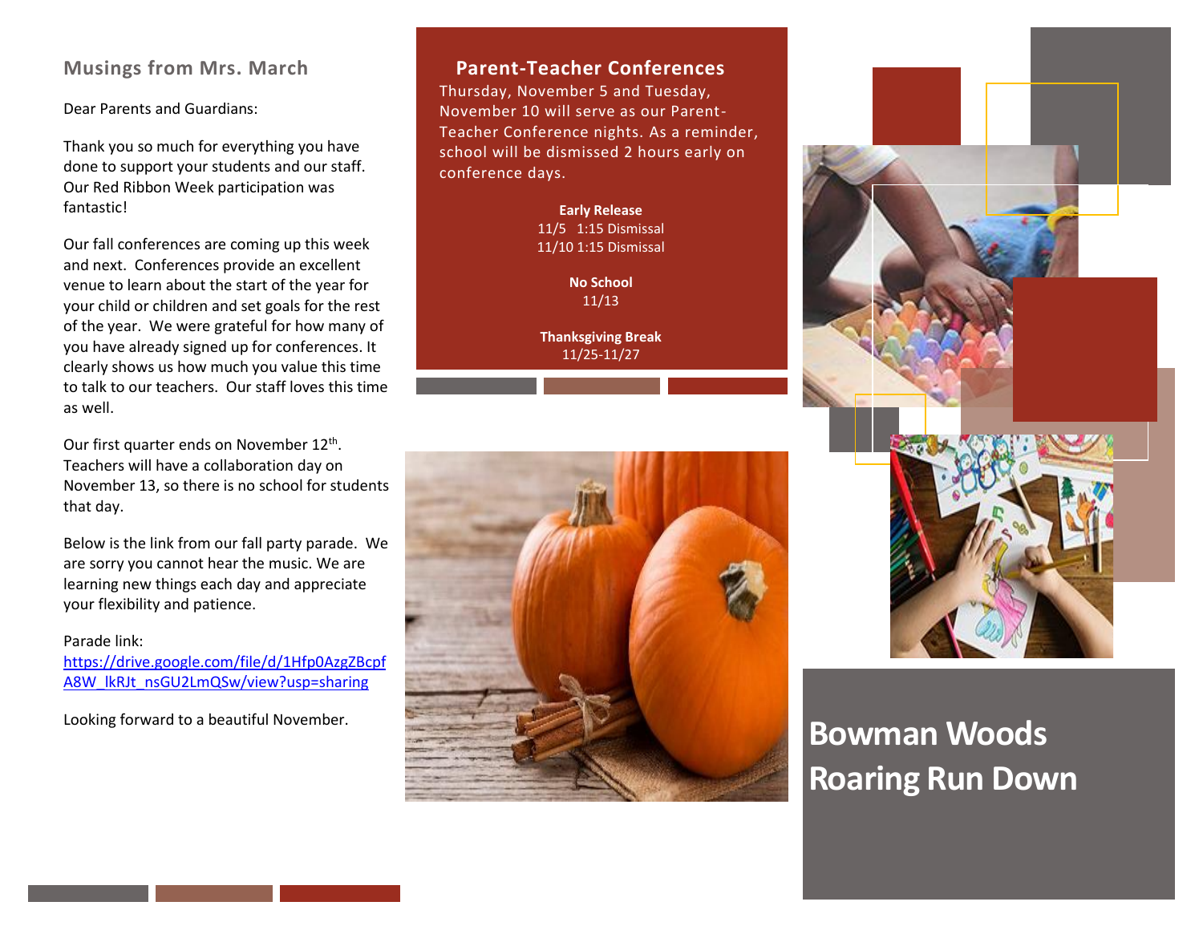# Bowman Woods Roaring Run Down

## Musings from Mrs. March

Dear Parents and Guardians:

Thank you so much for everything you have done to support your students and our staff. Our Red Ribbon Week participation was fantastic!

Our fall conferences are coming up this week and next. Conferences provide an excellent venue to learn about the start of the year for your child or children and set goals for the rest of the year. We were grateful for how many of you have already signed up for conferences. It clearly shows us how much you value this time to talk to our teachers. Our staff loves this time as well.

Our first quarter ends on November 12th. Teachers will have a collaboration day on November 13, so there is no school for students that day.

Below is the link from our fall party parade. We are sorry you cannot hear the music. We are learning new things each day and appreciate your flexibility and patience.

Parade link:
[https://drive.google.com/file/d/1Hfp0AzgZBcpfA8W_lkRJt_nsGU2LmQSw/view?usp=sharing](https://drive.google.com/file/d/1Hfp0AzgZBcpfA8W_lkRJt_nsGU2LmQSw/view?usp=sharing)

Looking forward to a beautiful November.

## Parent-Teacher Conferences

Thursday, November 5 and Tuesday, November 10 will serve as our Parent-Teacher Conference nights. As a reminder, school will be dismissed 2 hours early on conference days.

**Early Release**
11/5 1:15 Dismissal
11/10 1:15 Dismissal

**No School**
11/13

**Thanksgiving Break**
11/25-11/27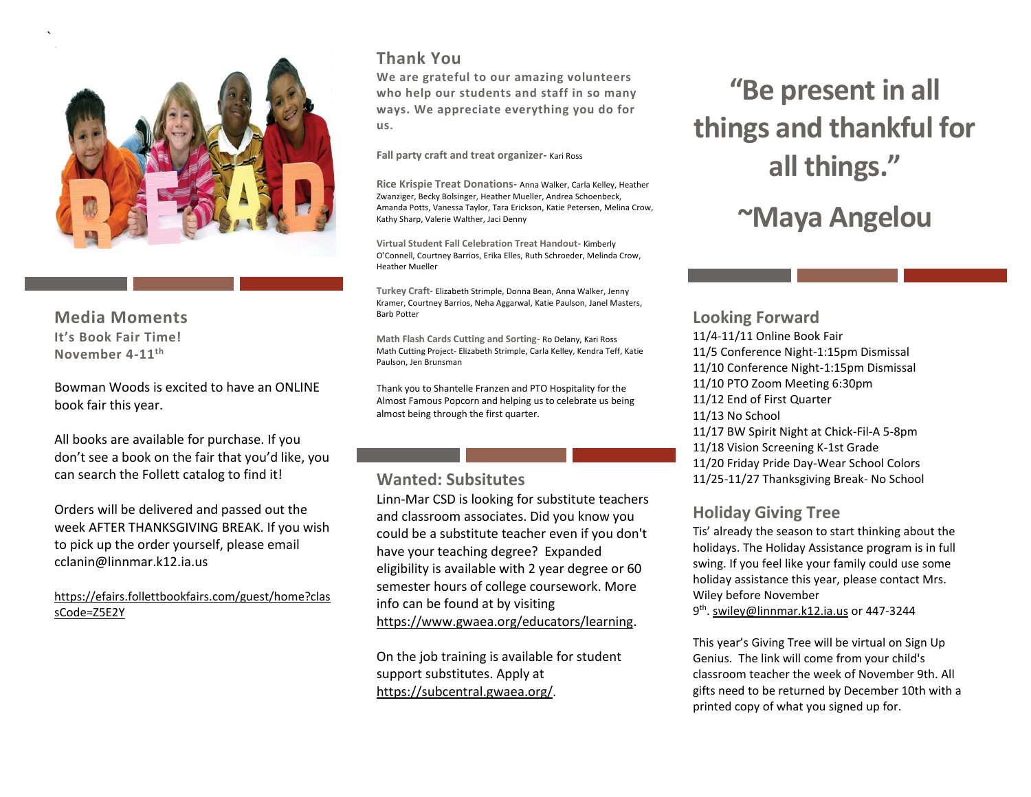## Media Moments

**It's Book Fair Time!**
**November 4-11th**

Bowman Woods is excited to have an ONLINE book fair this year.

All books are available for purchase. If you don't see a book on the fair that you'd like, you can search the Follett catalog to find it!

Orders will be delivered and passed out the week AFTER THANKSGIVING BREAK. If you wish to pick up the order yourself, please email cclanin@linnmar.k12.ia.us

https://efairs.follettbookfairs.com/guest/home?classCode=Z5E2Y

## Thank You

**We are grateful to our amazing volunteers who help our students and staff in so many ways. We appreciate everything you do for us.**

**Fall party craft and treat organizer-** Kari Ross

**Rice Krispie Treat Donations-** Anna Walker, Carla Kelley, Heather Zwanziger, Becky Bolsinger, Heather Mueller, Andrea Schoenbeck, Amanda Potts, Vanessa Taylor, Tara Erickson, Katie Petersen, Melina Crow, Kathy Sharp, Valerie Walther, Jaci Denny

**Virtual Student Fall Celebration Treat Handout-** Kimberly O'Connell, Courtney Barrios, Erika Elles, Ruth Schroeder, Melinda Crow, Heather Mueller

**Turkey Craft-** Elizabeth Strimple, Donna Bean, Anna Walker, Jenny Kramer, Courtney Barrios, Neha Aggarwal, Katie Paulson, Janel Masters, Barb Potter

**Math Flash Cards Cutting and Sorting-** Ro Delany, Kari Ross
Math Cutting Project- Elizabeth Strimple, Carla Kelley, Kendra Teff, Katie Paulson, Jen Brunsman

Thank you to Shantelle Franzen and PTO Hospitality for the Almost Famous Popcorn and helping us to celebrate us being almost being through the first quarter.

## Wanted: Subsitutes

Linn-Mar CSD is looking for substitute teachers and classroom associates. Did you know you could be a substitute teacher even if you don't have your teaching degree? Expanded eligibility is available with 2 year degree or 60 semester hours of college coursework. More info can be found at by visiting https://www.gwaea.org/educators/learning.

On the job training is available for student support substitutes. Apply at https://subcentral.gwaea.org/.

# "Be present in all things and thankful for all things."

# ~Maya Angelou

## Looking Forward

11/4-11/11 Online Book Fair
11/5 Conference Night-1:15pm Dismissal
11/10 Conference Night-1:15pm Dismissal
11/10 PTO Zoom Meeting 6:30pm
11/12 End of First Quarter
11/13 No School
11/17 BW Spirit Night at Chick-Fil-A 5-8pm
11/18 Vision Screening K-1st Grade
11/20 Friday Pride Day-Wear School Colors
11/25-11/27 Thanksgiving Break- No School

## Holiday Giving Tree

Tis' already the season to start thinking about the holidays. The Holiday Assistance program is in full swing. If you feel like your family could use some holiday assistance this year, please contact Mrs. Wiley before November 9th. swiley@linnmar.k12.ia.us or 447-3244

This year's Giving Tree will be virtual on Sign Up Genius. The link will come from your child's classroom teacher the week of November 9th. All gifts need to be returned by December 10th with a printed copy of what you signed up for.